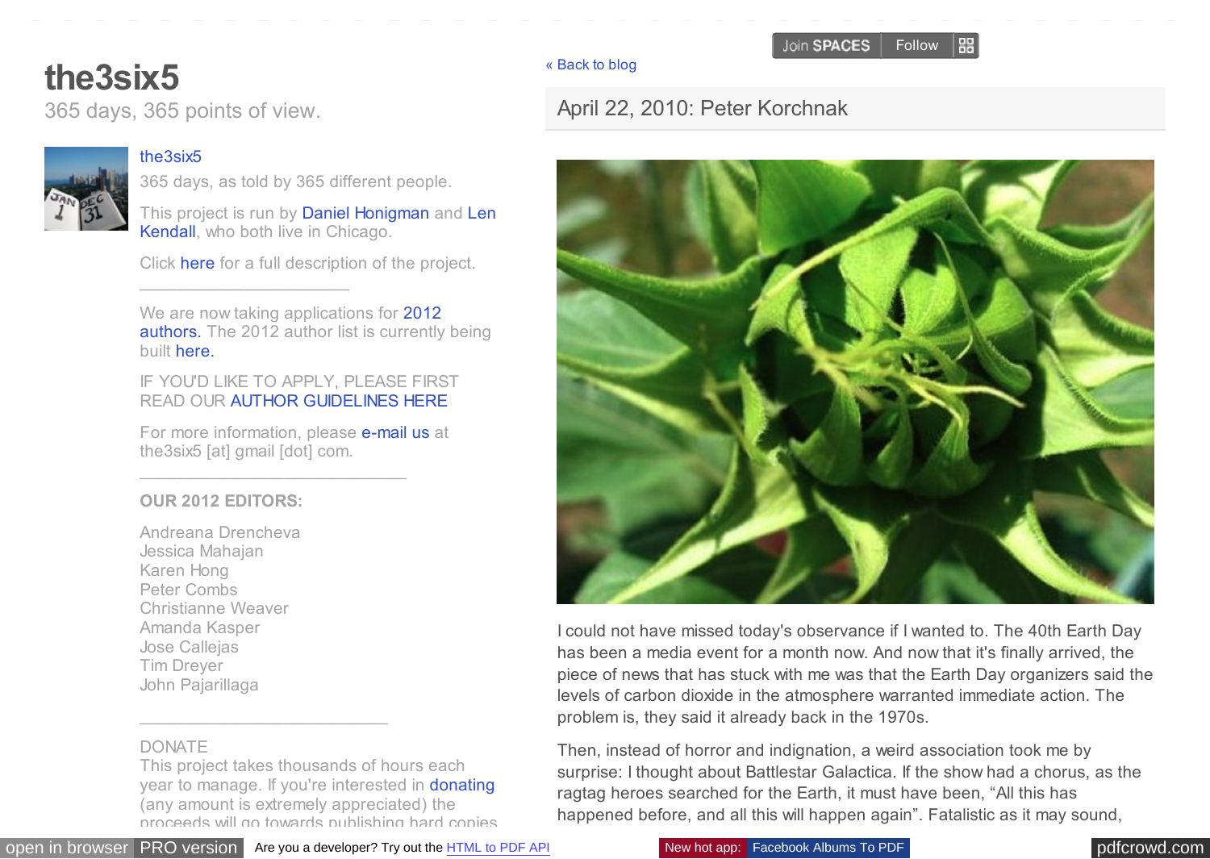# the3six5

365 days, 365 points of view.

the3six5

365 days, as told by 365 different people.

This project is run by Daniel Honigman and Len Kendall, who both live in Chicago.

Click here for a full description of the project.

---

We are now taking applications for 2012 authors. The 2012 author list is currently being built here.

IF YOU'D LIKE TO APPLY, PLEASE FIRST READ OUR AUTHOR GUIDELINES HERE

For more information, please e-mail us at the3six5 [at] gmail [dot] com.

---

**OUR 2012 EDITORS:**

Andreana Drencheva
Jessica Mahajan
Karen Hong
Peter Combs
Christianne Weaver
Amanda Kasper
Jose Callejas
Tim Dreyer
John Pajarillaga

---

DONATE
This project takes thousands of hours each year to manage. If you're interested in donating (any amount is extremely appreciated) the proceeds will go towards publishing hard copies

« Back to blog

## April 22, 2010: Peter Korchnak

I could not have missed today's observance if I wanted to. The 40th Earth Day has been a media event for a month now. And now that it's finally arrived, the piece of news that has stuck with me was that the Earth Day organizers said the levels of carbon dioxide in the atmosphere warranted immediate action. The problem is, they said it already back in the 1970s.

Then, instead of horror and indignation, a weird association took me by surprise: I thought about Battlestar Galactica. If the show had a chorus, as the ragtag heroes searched for the Earth, it must have been, “All this has happened before, and all this will happen again”. Fatalistic as it may sound,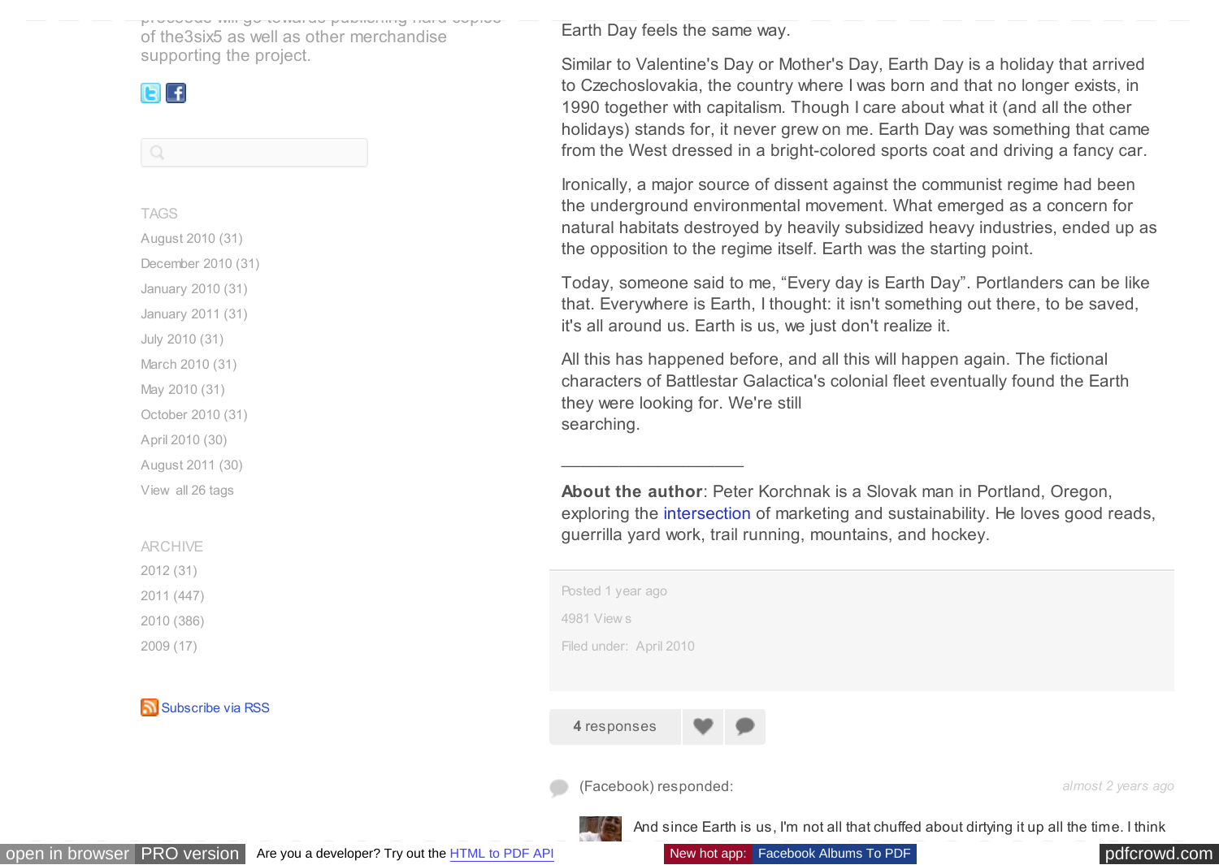of the3six5 as well as other merchandise supporting the project.

TAGS

August 2010 (31)
December 2010 (31)
January 2010 (31)
January 2011 (31)
July 2010 (31)
March 2010 (31)
May 2010 (31)
October 2010 (31)
April 2010 (30)
August 2011 (30)
View all 26 tags

ARCHIVE

2012 (31)
2011 (447)
2010 (386)
2009 (17)

Subscribe via RSS

Earth Day feels the same way.

Similar to Valentine's Day or Mother's Day, Earth Day is a holiday that arrived to Czechoslovakia, the country where I was born and that no longer exists, in 1990 together with capitalism. Though I care about what it (and all the other holidays) stands for, it never grew on me. Earth Day was something that came from the West dressed in a bright-colored sports coat and driving a fancy car.

Ironically, a major source of dissent against the communist regime had been the underground environmental movement. What emerged as a concern for natural habitats destroyed by heavily subsidized heavy industries, ended up as the opposition to the regime itself. Earth was the starting point.

Today, someone said to me, “Every day is Earth Day”. Portlanders can be like that. Everywhere is Earth, I thought: it isn't something out there, to be saved, it's all around us. Earth is us, we just don't realize it.

All this has happened before, and all this will happen again. The fictional characters of Battlestar Galactica's colonial fleet eventually found the Earth they were looking for. We're still searching.

---

**About the author**: Peter Korchnak is a Slovak man in Portland, Oregon, exploring the intersection of marketing and sustainability. He loves good reads, guerrilla yard work, trail running, mountains, and hockey.

Posted 1 year ago

4981 Views

Filed under: April 2010

4 responses

(Facebook) responded: *almost 2 years ago*

And since Earth is us, I'm not all that chuffed about dirtying it up all the time. I think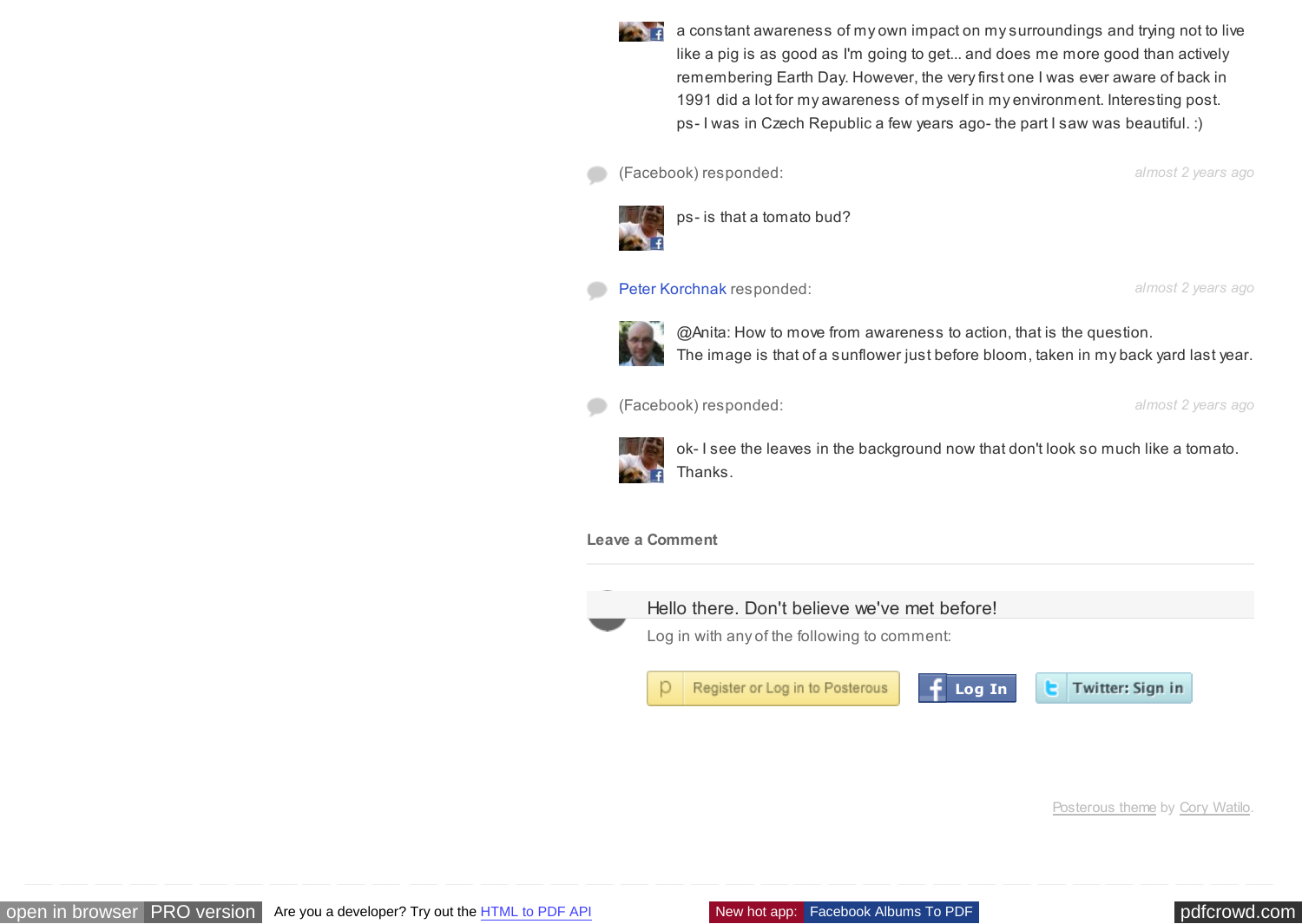a constant awareness of my own impact on my surroundings and trying not to live like a pig is as good as I'm going to get... and does me more good than actively remembering Earth Day. However, the very first one I was ever aware of back in 1991 did a lot for my awareness of myself in my environment. Interesting post. ps- I was in Czech Republic a few years ago- the part I saw was beautiful. :)

(Facebook) responded: *almost 2 years ago*

ps- is that a tomato bud?

Peter Korchnak responded: *almost 2 years ago*

@Anita: How to move from awareness to action, that is the question.
The image is that of a sunflower just before bloom, taken in my back yard last year.

(Facebook) responded: *almost 2 years ago*

ok- I see the leaves in the background now that don't look so much like a tomato. Thanks.

**Leave a Comment**

Hello there. Don't believe we've met before!

Log in with any of the following to comment:

Register or Log in to Posterous | Log In | Twitter: Sign in

Posterous theme by Cory Watilo.